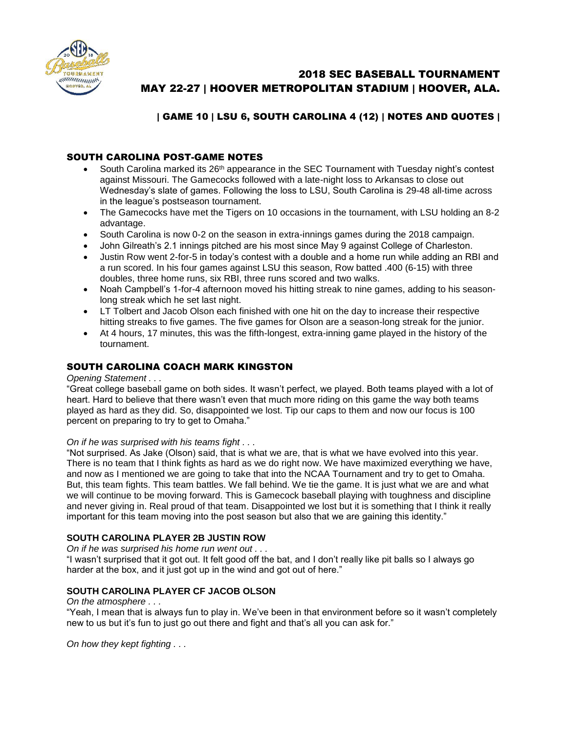# 2018 SEC BASEBALL TOURNAMENT
## MAY 22-27 | HOVER METROPOLITAN STADIUM | HOOVER, ALA.

### | GAME 10 | LSU 6, SOUTH CAROLINA 4 (12) | NOTES AND QUOTES |

## SOUTH CAROLINA POST-GAME NOTES

- South Carolina marked its 26th appearance in the SEC Tournament with Tuesday night's contest against Missouri. The Gamecocks followed with a late-night loss to Arkansas to close out Wednesday's slate of games. Following the loss to LSU, South Carolina is 29-48 all-time across in the league's postseason tournament.
- The Gamecocks have met the Tigers on 10 occasions in the tournament, with LSU holding an 8-2 advantage.
- South Carolina is now 0-2 on the season in extra-innings games during the 2018 campaign.
- John Gilreath's 2.1 innings pitched are his most since May 9 against College of Charleston.
- Justin Row went 2-for-5 in today's contest with a double and a home run while adding an RBI and a run scored. In his four games against LSU this season, Row batted .400 (6-15) with three doubles, three home runs, six RBI, three runs scored and two walks.
- Noah Campbell's 1-for-4 afternoon moved his hitting streak to nine games, adding to his season-long streak which he set last night.
- LT Tolbert and Jacob Olson each finished with one hit on the day to increase their respective hitting streaks to five games. The five games for Olson are a season-long streak for the junior.
- At 4 hours, 17 minutes, this was the fifth-longest, extra-inning game played in the history of the tournament.

## SOUTH CAROLINA COACH MARK KINGSTON

*Opening Statement . . .*

"Great college baseball game on both sides. It wasn't perfect, we played. Both teams played with a lot of heart. Hard to believe that there wasn't even that much more riding on this game the way both teams played as hard as they did. So, disappointed we lost. Tip our caps to them and now our focus is 100 percent on preparing to try to get to Omaha."

*On if he was surprised with his teams fight . . .*

"Not surprised. As Jake (Olson) said, that is what we are, that is what we have evolved into this year. There is no team that I think fights as hard as we do right now. We have maximized everything we have, and now as I mentioned we are going to take that into the NCAA Tournament and try to get to Omaha. But, this team fights. This team battles. We fall behind. We tie the game. It is just what we are and what we will continue to be moving forward. This is Gamecock baseball playing with toughness and discipline and never giving in. Real proud of that team. Disappointed we lost but it is something that I think it really important for this team moving into the post season but also that we are gaining this identity."

### SOUTH CAROLINA PLAYER 2B JUSTIN ROW

*On if he was surprised his home run went out . . .*

"I wasn't surprised that it got out. It felt good off the bat, and I don't really like pit balls so I always go harder at the box, and it just got up in the wind and got out of here."

### SOUTH CAROLINA PLAYER CF JACOB OLSON

*On the atmosphere . . .*

"Yeah, I mean that is always fun to play in. We've been in that environment before so it wasn't completely new to us but it's fun to just go out there and fight and that's all you can ask for."

*On how they kept fighting . . .*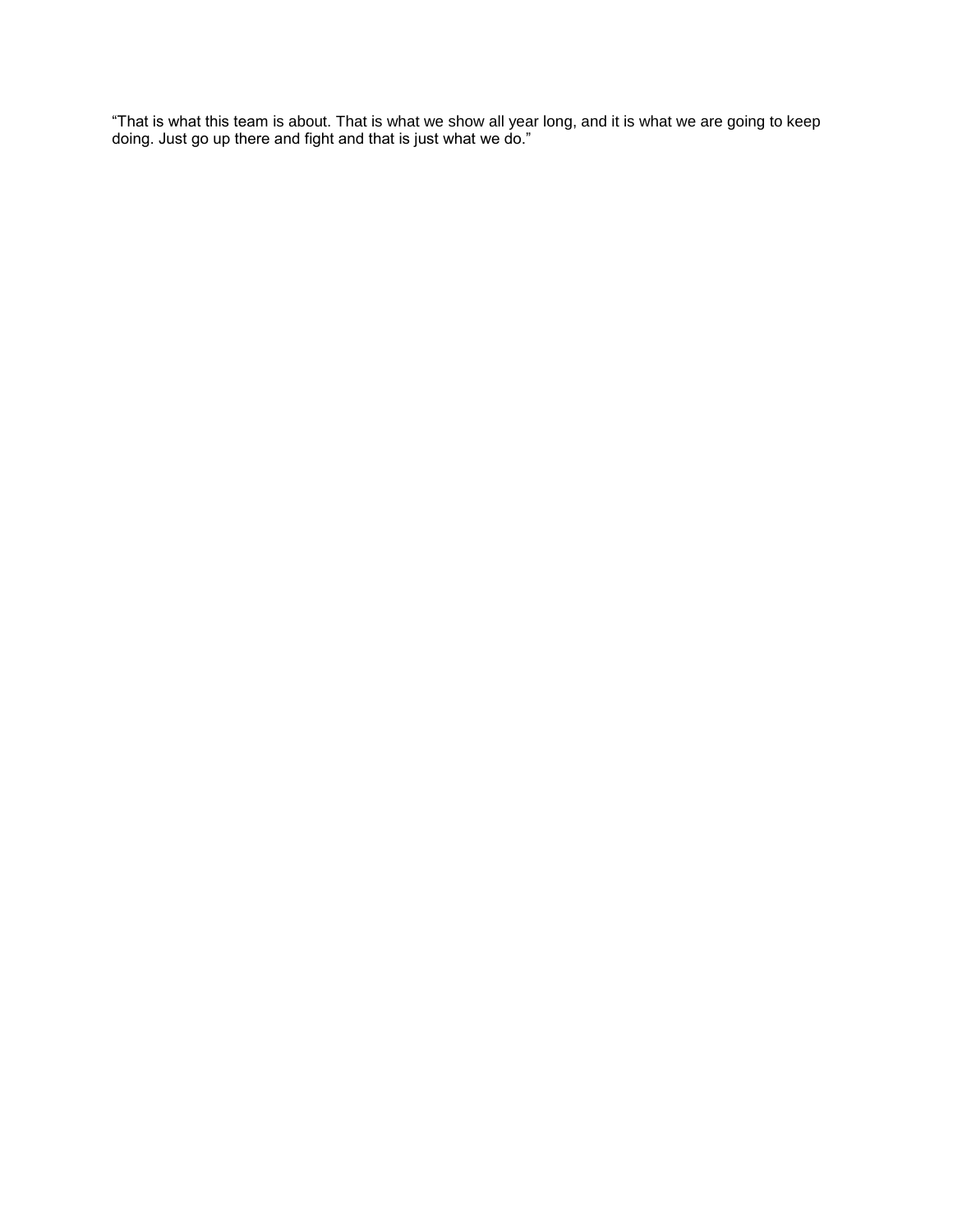“That is what this team is about. That is what we show all year long, and it is what we are going to keep doing. Just go up there and fight and that is just what we do.”